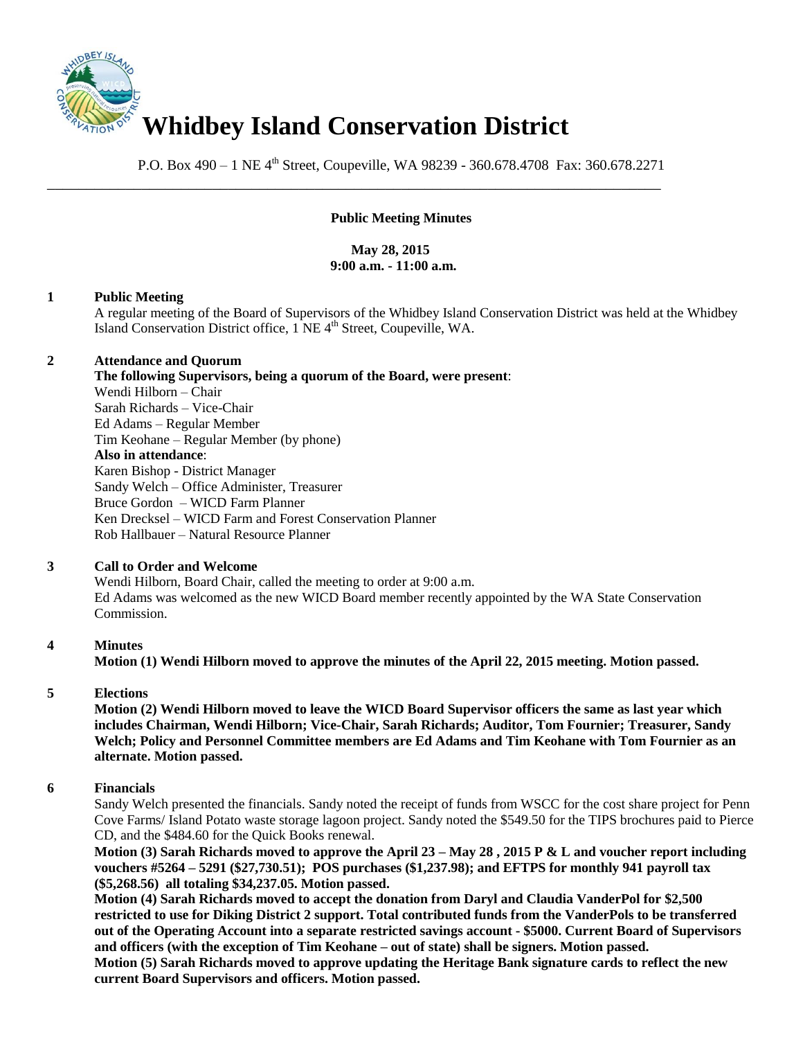# Whidbey Island Conservation District

P.O. Box 490 – 1 NE 4th Street, Coupeville, WA 98239 - 360.678.4708 Fax: 360.678.2271

---

**Public Meeting Minutes**

**May 28, 2015**
**9:00 a.m. - 11:00 a.m.**

**1 Public Meeting**

A regular meeting of the Board of Supervisors of the Whidbey Island Conservation District was held at the Whidbey Island Conservation District office, 1 NE 4th Street, Coupeville, WA.

**2 Attendance and Quorum**

**The following Supervisors, being a quorum of the Board, were present**:
Wendi Hilborn – Chair
Sarah Richards – Vice-Chair
Ed Adams – Regular Member
Tim Keohane – Regular Member (by phone)
**Also in attendance**:
Karen Bishop - District Manager
Sandy Welch – Office Administer, Treasurer
Bruce Gordon – WICD Farm Planner
Ken Drecksel – WICD Farm and Forest Conservation Planner
Rob Hallbauer – Natural Resource Planner

**3 Call to Order and Welcome**

Wendi Hilborn, Board Chair, called the meeting to order at 9:00 a.m.
Ed Adams was welcomed as the new WICD Board member recently appointed by the WA State Conservation Commission.

**4 Minutes**

**Motion (1) Wendi Hilborn moved to approve the minutes of the April 22, 2015 meeting. Motion passed.**

**5 Elections**

**Motion (2) Wendi Hilborn moved to leave the WICD Board Supervisor officers the same as last year which includes Chairman, Wendi Hilborn; Vice-Chair, Sarah Richards; Auditor, Tom Fournier; Treasurer, Sandy Welch; Policy and Personnel Committee members are Ed Adams and Tim Keohane with Tom Fournier as an alternate. Motion passed.**

**6 Financials**

Sandy Welch presented the financials. Sandy noted the receipt of funds from WSCC for the cost share project for Penn Cove Farms/ Island Potato waste storage lagoon project. Sandy noted the $549.50 for the TIPS brochures paid to Pierce CD, and the $484.60 for the Quick Books renewal.

**Motion (3) Sarah Richards moved to approve the April 23 – May 28 , 2015 P & L and voucher report including vouchers #5264 – 5291 ($27,730.51); POS purchases ($1,237.98); and EFTPS for monthly 941 payroll tax ($5,268.56) all totaling $34,237.05. Motion passed.**

**Motion (4) Sarah Richards moved to accept the donation from Daryl and Claudia VanderPol for $2,500 restricted to use for Diking District 2 support. Total contributed funds from the VanderPols to be transferred out of the Operating Account into a separate restricted savings account - $5000. Current Board of Supervisors and officers (with the exception of Tim Keohane – out of state) shall be signers. Motion passed.**

**Motion (5) Sarah Richards moved to approve updating the Heritage Bank signature cards to reflect the new current Board Supervisors and officers. Motion passed.**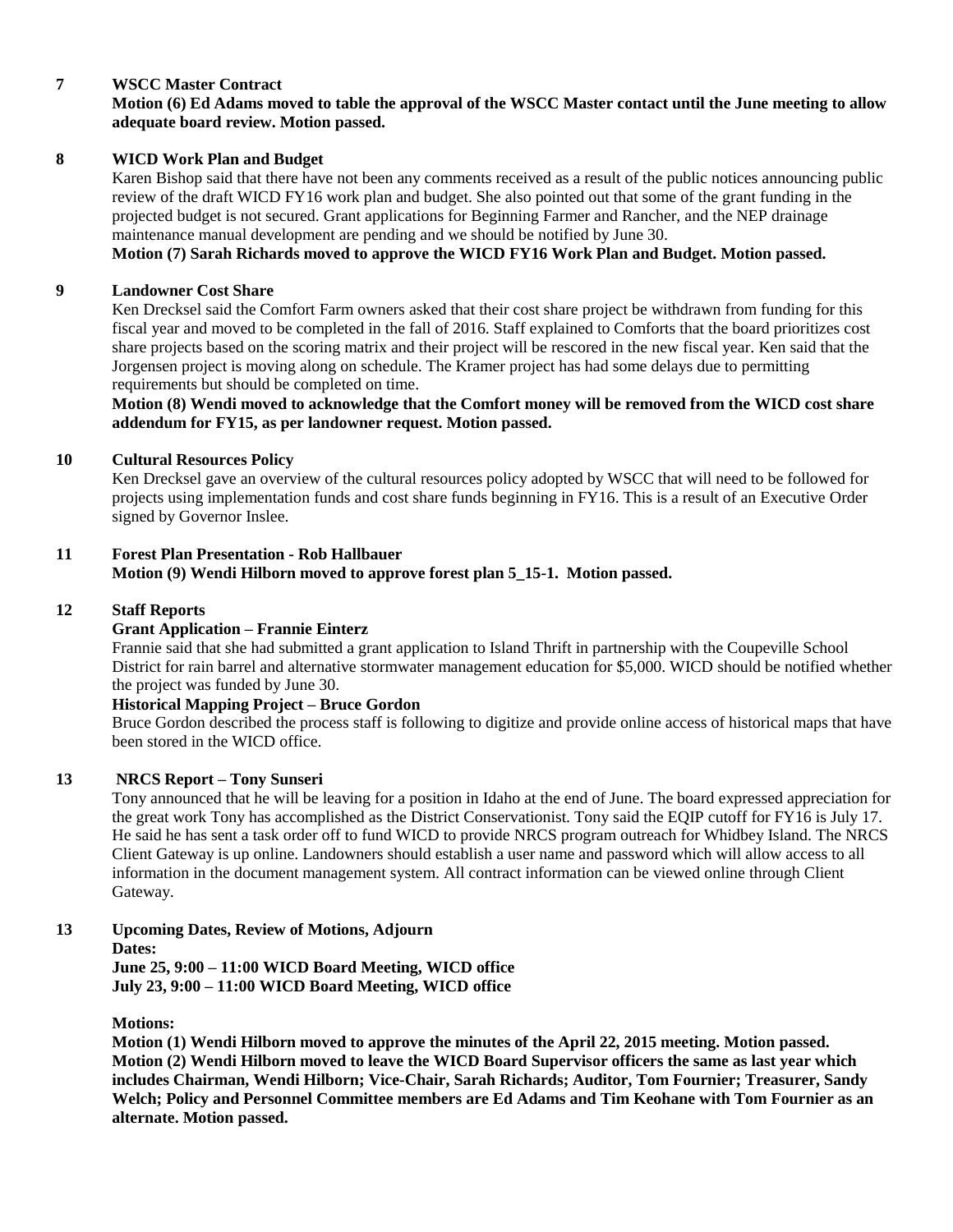**7 WSCC Master Contract**

**Motion (6) Ed Adams moved to table the approval of the WSCC Master contact until the June meeting to allow adequate board review. Motion passed.**

**8 WICD Work Plan and Budget**

Karen Bishop said that there have not been any comments received as a result of the public notices announcing public review of the draft WICD FY16 work plan and budget. She also pointed out that some of the grant funding in the projected budget is not secured. Grant applications for Beginning Farmer and Rancher, and the NEP drainage maintenance manual development are pending and we should be notified by June 30.

**Motion (7) Sarah Richards moved to approve the WICD FY16 Work Plan and Budget. Motion passed.**

**9 Landowner Cost Share**

Ken Drecksel said the Comfort Farm owners asked that their cost share project be withdrawn from funding for this fiscal year and moved to be completed in the fall of 2016. Staff explained to Comforts that the board prioritizes cost share projects based on the scoring matrix and their project will be rescored in the new fiscal year. Ken said that the Jorgensen project is moving along on schedule. The Kramer project has had some delays due to permitting requirements but should be completed on time.

**Motion (8) Wendi moved to acknowledge that the Comfort money will be removed from the WICD cost share addendum for FY15, as per landowner request. Motion passed.**

**10 Cultural Resources Policy**

Ken Drecksel gave an overview of the cultural resources policy adopted by WSCC that will need to be followed for projects using implementation funds and cost share funds beginning in FY16. This is a result of an Executive Order signed by Governor Inslee.

**11 Forest Plan Presentation - Rob Hallbauer**

**Motion (9) Wendi Hilborn moved to approve forest plan 5_15-1. Motion passed.**

**12 Staff Reports**

**Grant Application – Frannie Einterz**

Frannie said that she had submitted a grant application to Island Thrift in partnership with the Coupeville School District for rain barrel and alternative stormwater management education for $5,000. WICD should be notified whether the project was funded by June 30.

**Historical Mapping Project – Bruce Gordon**

Bruce Gordon described the process staff is following to digitize and provide online access of historical maps that have been stored in the WICD office.

**13 NRCS Report – Tony Sunseri**

Tony announced that he will be leaving for a position in Idaho at the end of June. The board expressed appreciation for the great work Tony has accomplished as the District Conservationist. Tony said the EQIP cutoff for FY16 is July 17. He said he has sent a task order off to fund WICD to provide NRCS program outreach for Whidbey Island. The NRCS Client Gateway is up online. Landowners should establish a user name and password which will allow access to all information in the document management system. All contract information can be viewed online through Client Gateway.

**13 Upcoming Dates, Review of Motions, Adjourn**

**Dates:**

**June 25, 9:00 – 11:00 WICD Board Meeting, WICD office**
**July 23, 9:00 – 11:00 WICD Board Meeting, WICD office**

**Motions:**

**Motion (1) Wendi Hilborn moved to approve the minutes of the April 22, 2015 meeting. Motion passed.**
**Motion (2) Wendi Hilborn moved to leave the WICD Board Supervisor officers the same as last year which includes Chairman, Wendi Hilborn; Vice-Chair, Sarah Richards; Auditor, Tom Fournier; Treasurer, Sandy Welch; Policy and Personnel Committee members are Ed Adams and Tim Keohane with Tom Fournier as an alternate. Motion passed.**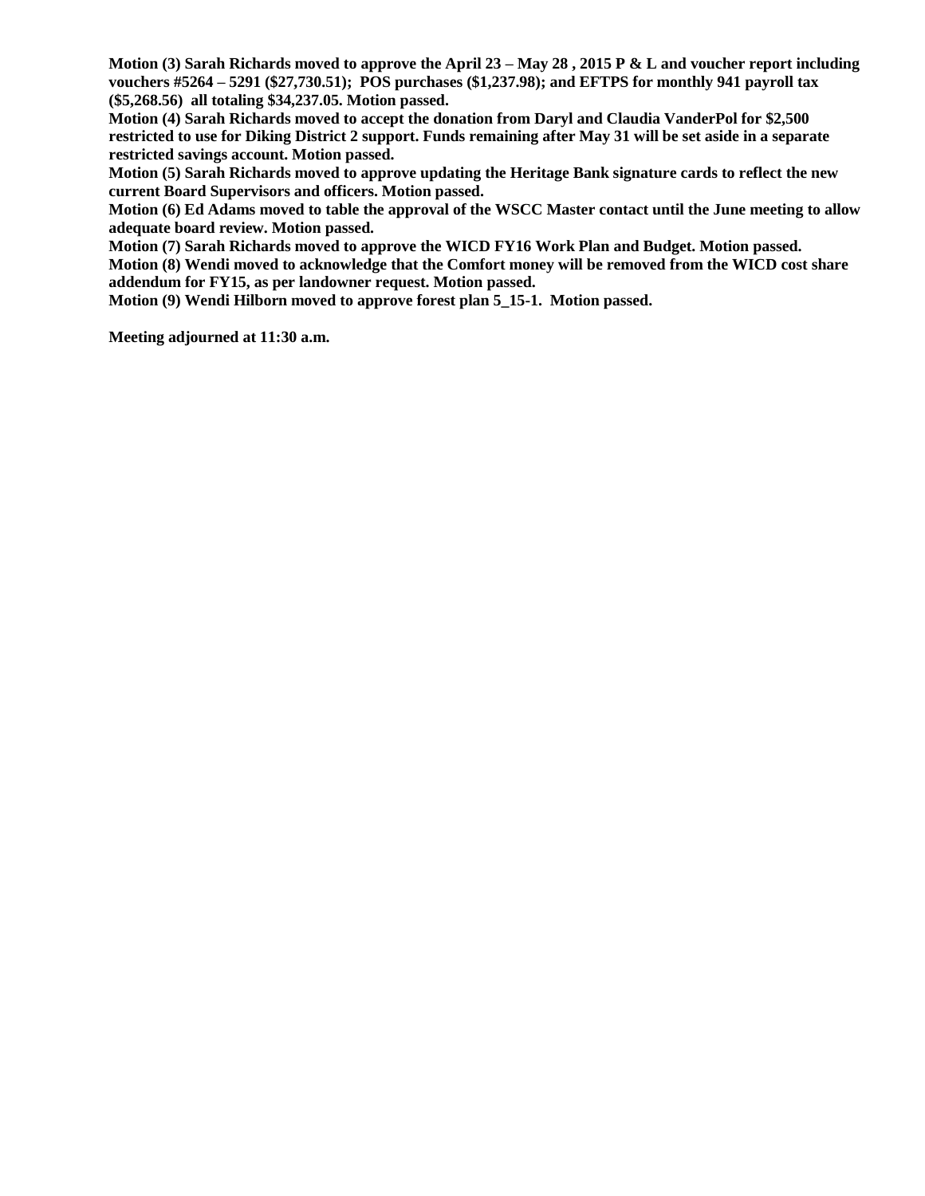**Motion (3) Sarah Richards moved to approve the April 23 – May 28 , 2015 P & L and voucher report including vouchers #5264 – 5291 ($27,730.51); POS purchases ($1,237.98); and EFTPS for monthly 941 payroll tax ($5,268.56) all totaling $34,237.05. Motion passed.**

**Motion (4) Sarah Richards moved to accept the donation from Daryl and Claudia VanderPol for $2,500 restricted to use for Diking District 2 support. Funds remaining after May 31 will be set aside in a separate restricted savings account. Motion passed.**

**Motion (5) Sarah Richards moved to approve updating the Heritage Bank signature cards to reflect the new current Board Supervisors and officers. Motion passed.**

**Motion (6) Ed Adams moved to table the approval of the WSCC Master contact until the June meeting to allow adequate board review. Motion passed.**

**Motion (7) Sarah Richards moved to approve the WICD FY16 Work Plan and Budget. Motion passed.**

**Motion (8) Wendi moved to acknowledge that the Comfort money will be removed from the WICD cost share addendum for FY15, as per landowner request. Motion passed.**

**Motion (9) Wendi Hilborn moved to approve forest plan 5_15-1. Motion passed.**

**Meeting adjourned at 11:30 a.m.**